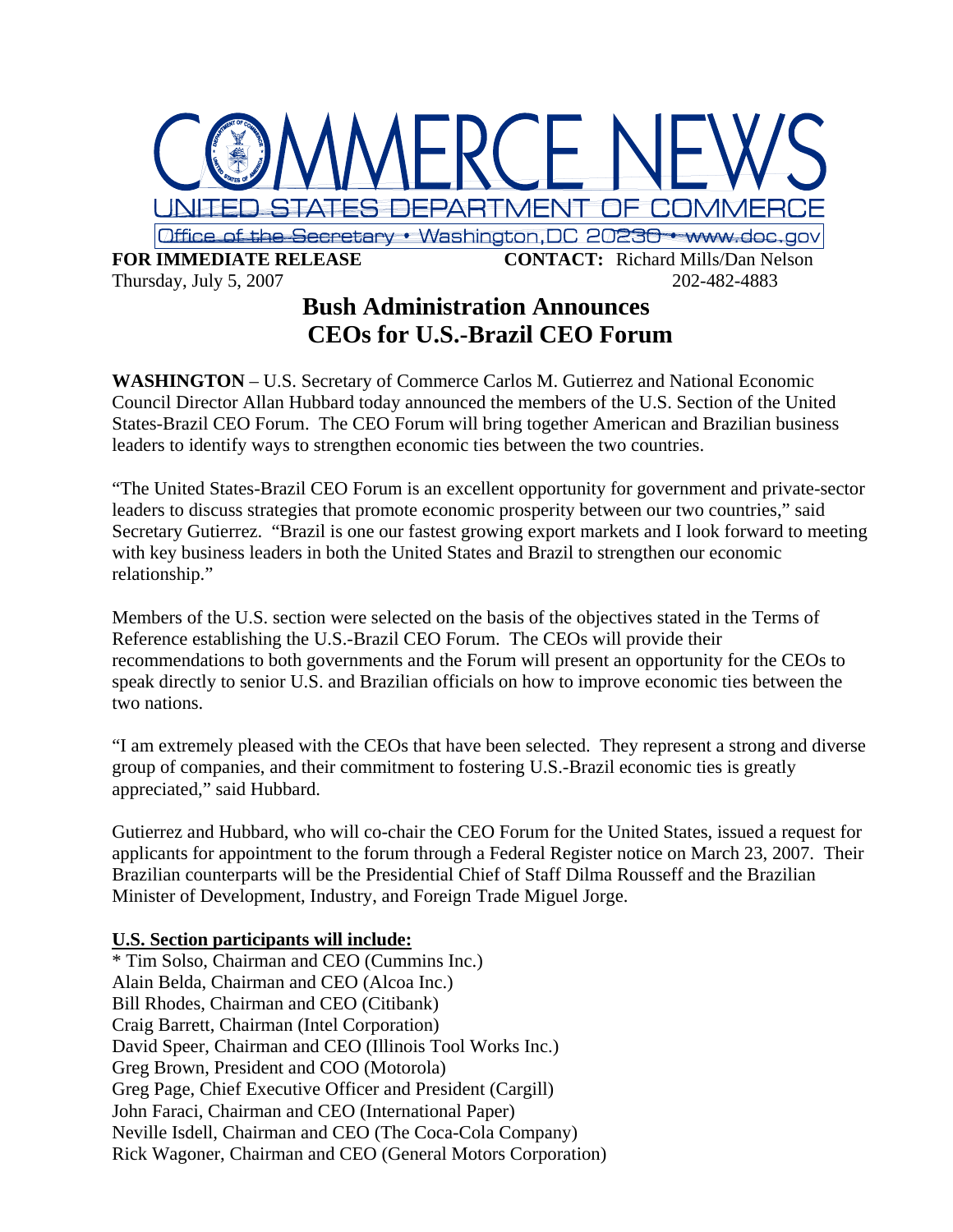COMMERCE NEWS

UNITED STATES DEPARTMENT OF COMMERCE

Office of the Secretary • Washington, DC 20230 • www.doc.gov

**FOR IMMEDIATE RELEASE** **CONTACT:** Richard Mills/Dan Nelson
Thursday, July 5, 2007 202-482-4883

# Bush Administration Announces CEOs for U.S.-Brazil CEO Forum

**WASHINGTON** – U.S. Secretary of Commerce Carlos M. Gutierrez and National Economic Council Director Allan Hubbard today announced the members of the U.S. Section of the United States-Brazil CEO Forum. The CEO Forum will bring together American and Brazilian business leaders to identify ways to strengthen economic ties between the two countries.

"The United States-Brazil CEO Forum is an excellent opportunity for government and private-sector leaders to discuss strategies that promote economic prosperity between our two countries," said Secretary Gutierrez. "Brazil is one our fastest growing export markets and I look forward to meeting with key business leaders in both the United States and Brazil to strengthen our economic relationship."

Members of the U.S. section were selected on the basis of the objectives stated in the Terms of Reference establishing the U.S.-Brazil CEO Forum. The CEOs will provide their recommendations to both governments and the Forum will present an opportunity for the CEOs to speak directly to senior U.S. and Brazilian officials on how to improve economic ties between the two nations.

"I am extremely pleased with the CEOs that have been selected. They represent a strong and diverse group of companies, and their commitment to fostering U.S.-Brazil economic ties is greatly appreciated," said Hubbard.

Gutierrez and Hubbard, who will co-chair the CEO Forum for the United States, issued a request for applicants for appointment to the forum through a Federal Register notice on March 23, 2007. Their Brazilian counterparts will be the Presidential Chief of Staff Dilma Rousseff and the Brazilian Minister of Development, Industry, and Foreign Trade Miguel Jorge.

**U.S. Section participants will include:**

\* Tim Solso, Chairman and CEO (Cummins Inc.)
Alain Belda, Chairman and CEO (Alcoa Inc.)
Bill Rhodes, Chairman and CEO (Citibank)
Craig Barrett, Chairman (Intel Corporation)
David Speer, Chairman and CEO (Illinois Tool Works Inc.)
Greg Brown, President and COO (Motorola)
Greg Page, Chief Executive Officer and President (Cargill)
John Faraci, Chairman and CEO (International Paper)
Neville Isdell, Chairman and CEO (The Coca-Cola Company)
Rick Wagoner, Chairman and CEO (General Motors Corporation)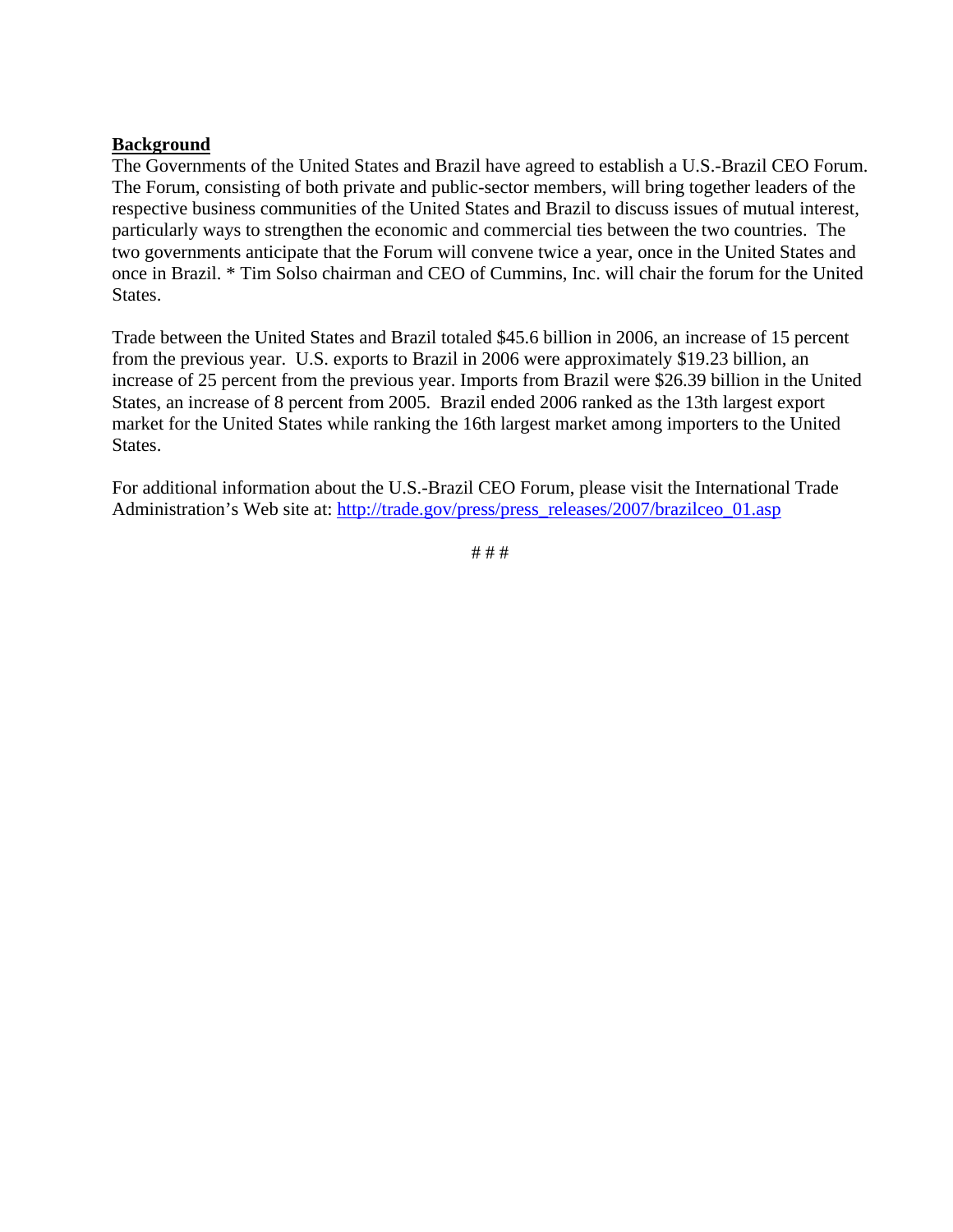**Background**

The Governments of the United States and Brazil have agreed to establish a U.S.-Brazil CEO Forum. The Forum, consisting of both private and public-sector members, will bring together leaders of the respective business communities of the United States and Brazil to discuss issues of mutual interest, particularly ways to strengthen the economic and commercial ties between the two countries. The two governments anticipate that the Forum will convene twice a year, once in the United States and once in Brazil. * Tim Solso chairman and CEO of Cummins, Inc. will chair the forum for the United States.

Trade between the United States and Brazil totaled $45.6 billion in 2006, an increase of 15 percent from the previous year. U.S. exports to Brazil in 2006 were approximately $19.23 billion, an increase of 25 percent from the previous year. Imports from Brazil were $26.39 billion in the United States, an increase of 8 percent from 2005. Brazil ended 2006 ranked as the 13th largest export market for the United States while ranking the 16th largest market among importers to the United States.

For additional information about the U.S.-Brazil CEO Forum, please visit the International Trade Administration's Web site at: [http://trade.gov/press/press_releases/2007/brazilceo_01.asp](http://trade.gov/press/press_releases/2007/brazilceo_01.asp)

# # #